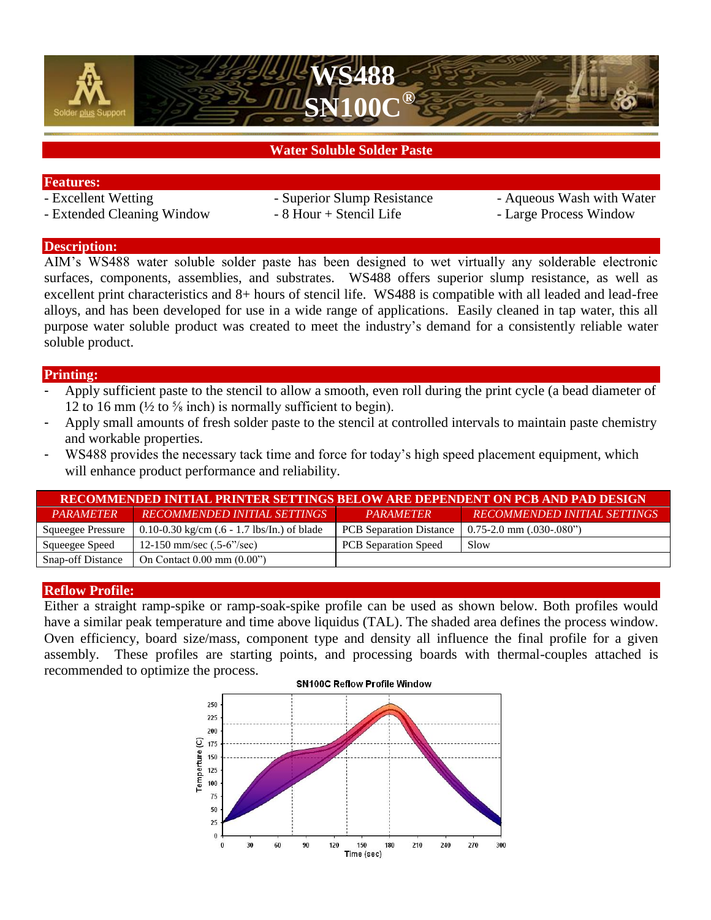# WS488
# SN100C®

## Water Soluble Solder Paste

### Features:

- Excellent Wetting
- Extended Cleaning Window
- Superior Slump Resistance
- 8 Hour + Stencil Life
- Aqueous Wash with Water
- Large Process Window

### Description:

AIM's WS488 water soluble solder paste has been designed to wet virtually any solderable electronic surfaces, components, assemblies, and substrates. WS488 offers superior slump resistance, as well as excellent print characteristics and 8+ hours of stencil life. WS488 is compatible with all leaded and lead-free alloys, and has been developed for use in a wide range of applications. Easily cleaned in tap water, this all purpose water soluble product was created to meet the industry's demand for a consistently reliable water soluble product.

### Printing:

- Apply sufficient paste to the stencil to allow a smooth, even roll during the print cycle (a bead diameter of 12 to 16 mm (½ to ⅝ inch) is normally sufficient to begin).
- Apply small amounts of fresh solder paste to the stencil at controlled intervals to maintain paste chemistry and workable properties.
- WS488 provides the necessary tack time and force for today's high speed placement equipment, which will enhance product performance and reliability.

| RECOMMENDED INITIAL PRINTER SETTINGS BELOW ARE DEPENDENT ON PCB AND PAD DESIGN | | | |
|---|---|---|---|
| *PARAMETER* | *RECOMMENDED INITIAL SETTINGS* | *PARAMETER* | *RECOMMENDED INITIAL SETTINGS* |
| Squeegee Pressure | 0.10-0.30 kg/cm (.6 - 1.7 lbs/In.) of blade | PCB Separation Distance | 0.75-2.0 mm (.030-.080") |
| Squeegee Speed | 12-150 mm/sec (.5-6"/sec) | PCB Separation Speed | Slow |
| Snap-off Distance | On Contact 0.00 mm (0.00") | | |

### Reflow Profile:

Either a straight ramp-spike or ramp-soak-spike profile can be used as shown below. Both profiles would have a similar peak temperature and time above liquidus (TAL). The shaded area defines the process window. Oven efficiency, board size/mass, component type and density all influence the final profile for a given assembly. These profiles are starting points, and processing boards with thermal-couples attached is recommended to optimize the process.

SN100C Reflow Profile Window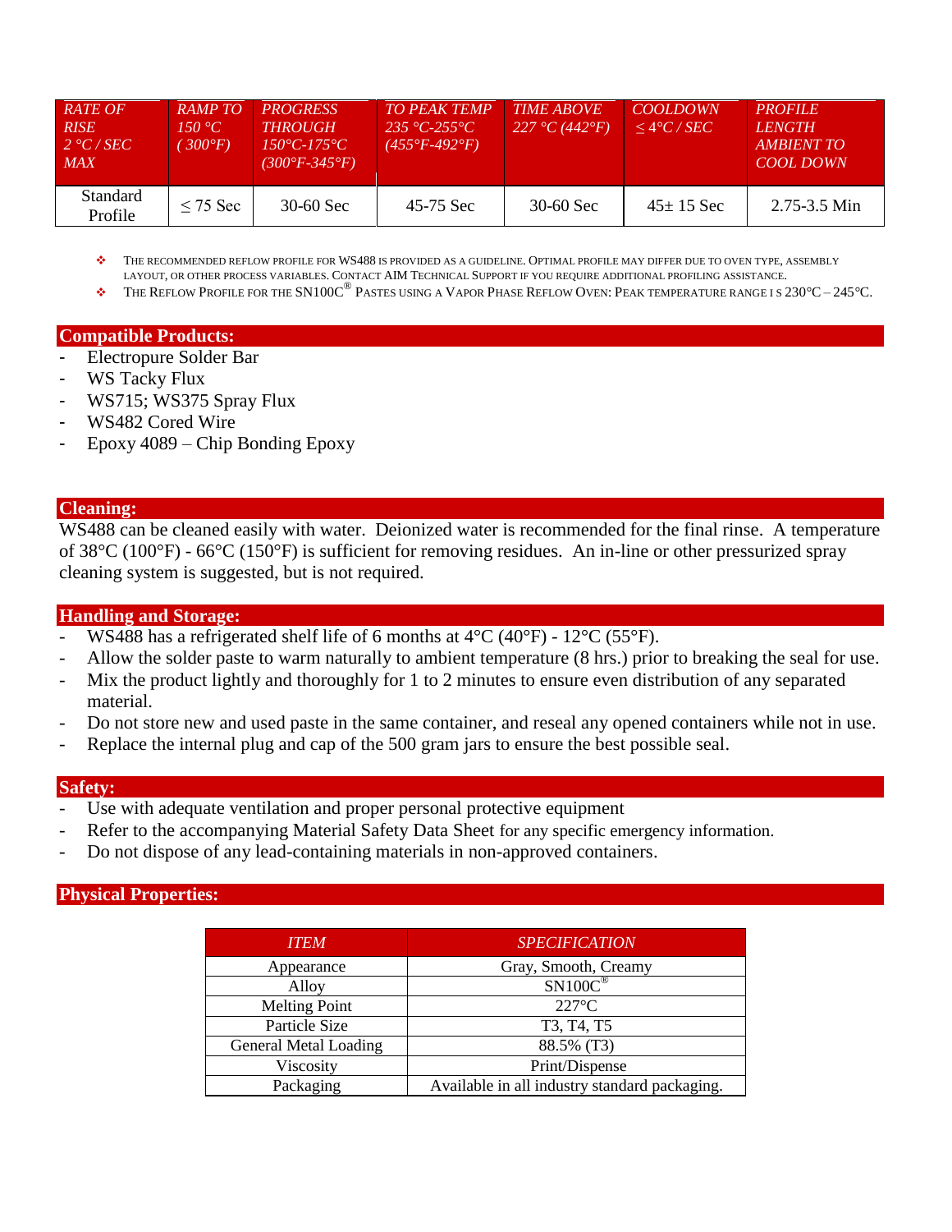| RATE OF RISE 2 °C / SEC MAX | RAMP TO 150 °C ( 300°F) | PROGRESS THROUGH 150°C-175°C (300°F-345°F) | TO PEAK TEMP 235 °C-255°C (455°F-492°F) | TIME ABOVE 227 °C (442°F) | COOLDOWN ≤ 4°C / SEC | PROFILE LENGTH AMBIENT TO COOL DOWN |
|---|---|---|---|---|---|---|
| Standard Profile | ≤ 75 Sec | 30-60 Sec | 45-75 Sec | 30-60 Sec | 45± 15 Sec | 2.75-3.5 Min |

- The recommended reflow profile for WS488 is provided as a guideline. Optimal profile may differ due to oven type, assembly layout, or other process variables. Contact AIM Technical Support if you require additional profiling assistance.
- The Reflow Profile for the SN100C® Pastes using a Vapor Phase Reflow Oven: Peak temperature range is 230°C – 245°C.

## Compatible Products:

- Electropure Solder Bar
- WS Tacky Flux
- WS715; WS375 Spray Flux
- WS482 Cored Wire
- Epoxy 4089 – Chip Bonding Epoxy

## Cleaning:

WS488 can be cleaned easily with water. Deionized water is recommended for the final rinse. A temperature of 38°C (100°F) - 66°C (150°F) is sufficient for removing residues. An in-line or other pressurized spray cleaning system is suggested, but is not required.

## Handling and Storage:

- WS488 has a refrigerated shelf life of 6 months at 4°C (40°F) - 12°C (55°F).
- Allow the solder paste to warm naturally to ambient temperature (8 hrs.) prior to breaking the seal for use.
- Mix the product lightly and thoroughly for 1 to 2 minutes to ensure even distribution of any separated material.
- Do not store new and used paste in the same container, and reseal any opened containers while not in use.
- Replace the internal plug and cap of the 500 gram jars to ensure the best possible seal.

## Safety:

- Use with adequate ventilation and proper personal protective equipment
- Refer to the accompanying Material Safety Data Sheet for any specific emergency information.
- Do not dispose of any lead-containing materials in non-approved containers.

## Physical Properties:

| ITEM | SPECIFICATION |
|---|---|
| Appearance | Gray, Smooth, Creamy |
| Alloy | SN100C® |
| Melting Point | 227°C |
| Particle Size | T3, T4, T5 |
| General Metal Loading | 88.5% (T3) |
| Viscosity | Print/Dispense |
| Packaging | Available in all industry standard packaging. |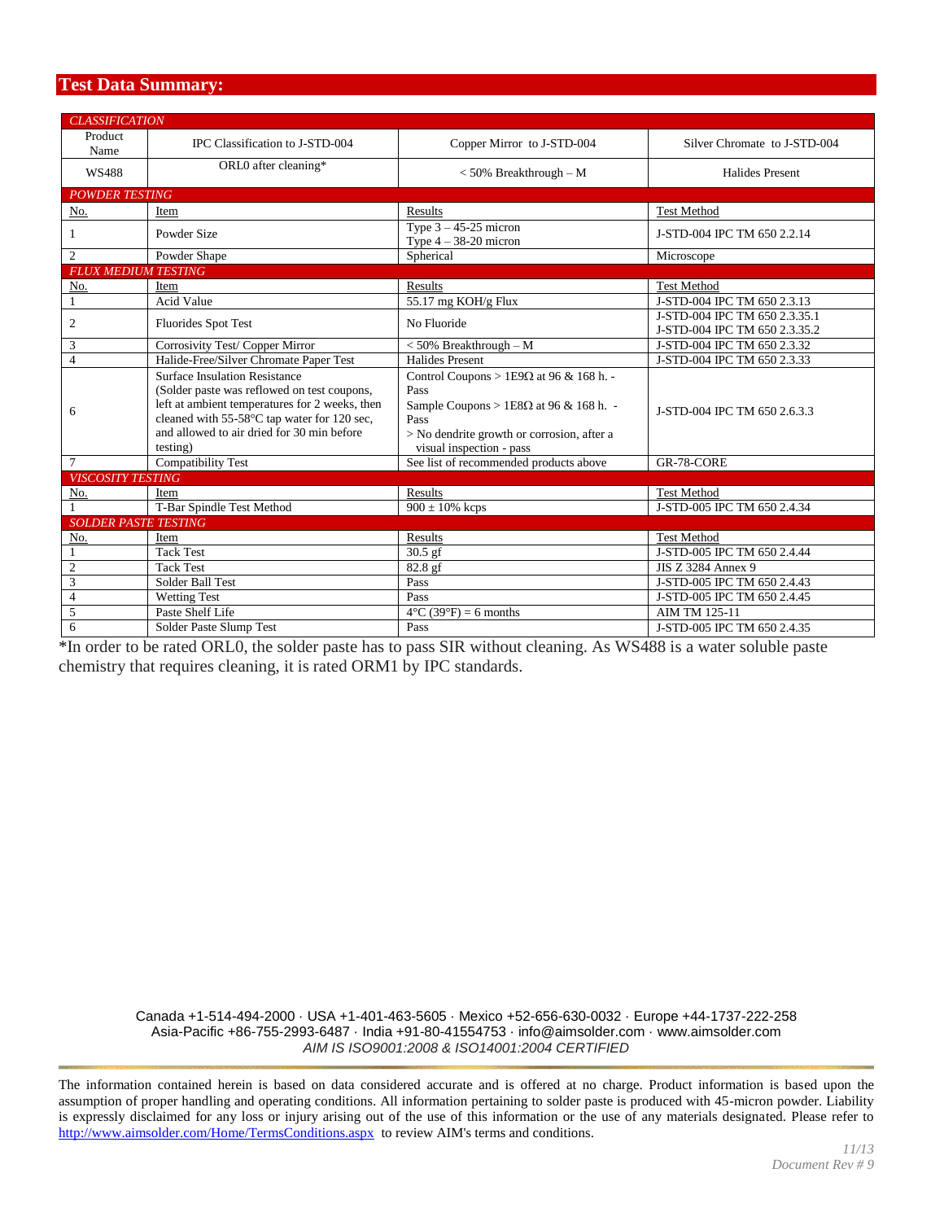## Test Data Summary:

| *CLASSIFICATION* | | | |
|---|---|---|---|
| Product Name | IPC Classification to J-STD-004 | Copper Mirror to J-STD-004 | Silver Chromate to J-STD-004 |
| WS488 | ORL0 after cleaning* | < 50% Breakthrough – M | Halides Present |

| *POWDER TESTING* | | | |
|---|---|---|---|
| No. | Item | Results | Test Method |
| 1 | Powder Size | Type 3 – 45-25 micron<br>Type 4 – 38-20 micron | J-STD-004 IPC TM 650 2.2.14 |
| 2 | Powder Shape | Spherical | Microscope |

| *FLUX MEDIUM TESTING* | | | |
|---|---|---|---|
| No. | Item | Results | Test Method |
| 1 | Acid Value | 55.17 mg KOH/g Flux | J-STD-004 IPC TM 650 2.3.13 |
| 2 | Fluorides Spot Test | No Fluoride | J-STD-004 IPC TM 650 2.3.35.1<br>J-STD-004 IPC TM 650 2.3.35.2 |
| 3 | Corrosivity Test/ Copper Mirror | < 50% Breakthrough – M | J-STD-004 IPC TM 650 2.3.32 |
| 4 | Halide-Free/Silver Chromate Paper Test | Halides Present | J-STD-004 IPC TM 650 2.3.33 |
| 6 | Surface Insulation Resistance (Solder paste was reflowed on test coupons, left at ambient temperatures for 2 weeks, then cleaned with 55-58°C tap water for 120 sec, and allowed to air dried for 30 min before testing) | Control Coupons > 1E9Ω at 96 & 168 h. - Pass<br>Sample Coupons > 1E8Ω at 96 & 168 h. - Pass<br>> No dendrite growth or corrosion, after a visual inspection - pass | J-STD-004 IPC TM 650 2.6.3.3 |
| 7 | Compatibility Test | See list of recommended products above | GR-78-CORE |

| *VISCOSITY TESTING* | | | |
|---|---|---|---|
| No. | Item | Results | Test Method |
| 1 | T-Bar Spindle Test Method | 900 ± 10% kcps | J-STD-005 IPC TM 650 2.4.34 |

| *SOLDER PASTE TESTING* | | | |
|---|---|---|---|
| No. | Item | Results | Test Method |
| 1 | Tack Test | 30.5 gf | J-STD-005 IPC TM 650 2.4.44 |
| 2 | Tack Test | 82.8 gf | JIS Z 3284 Annex 9 |
| 3 | Solder Ball Test | Pass | J-STD-005 IPC TM 650 2.4.43 |
| 4 | Wetting Test | Pass | J-STD-005 IPC TM 650 2.4.45 |
| 5 | Paste Shelf Life | 4°C (39°F) = 6 months | AIM TM 125-11 |
| 6 | Solder Paste Slump Test | Pass | J-STD-005 IPC TM 650 2.4.35 |

*In order to be rated ORL0, the solder paste has to pass SIR without cleaning. As WS488 is a water soluble paste chemistry that requires cleaning, it is rated ORM1 by IPC standards.

Canada +1-514-494-2000 · USA +1-401-463-5605 · Mexico +52-656-630-0032 · Europe +44-1737-222-258
Asia-Pacific +86-755-2993-6487 · India +91-80-41554753 · info@aimsolder.com · www.aimsolder.com
*AIM IS ISO9001:2008 & ISO14001:2004 CERTIFIED*

The information contained herein is based on data considered accurate and is offered at no charge. Product information is based upon the assumption of proper handling and operating conditions. All information pertaining to solder paste is produced with 45-micron powder. Liability is expressly disclaimed for any loss or injury arising out of the use of this information or the use of any materials designated. Please refer to http://www.aimsolder.com/Home/TermsConditions.aspx to review AIM's terms and conditions.

*11/13*
*Document Rev # 9*